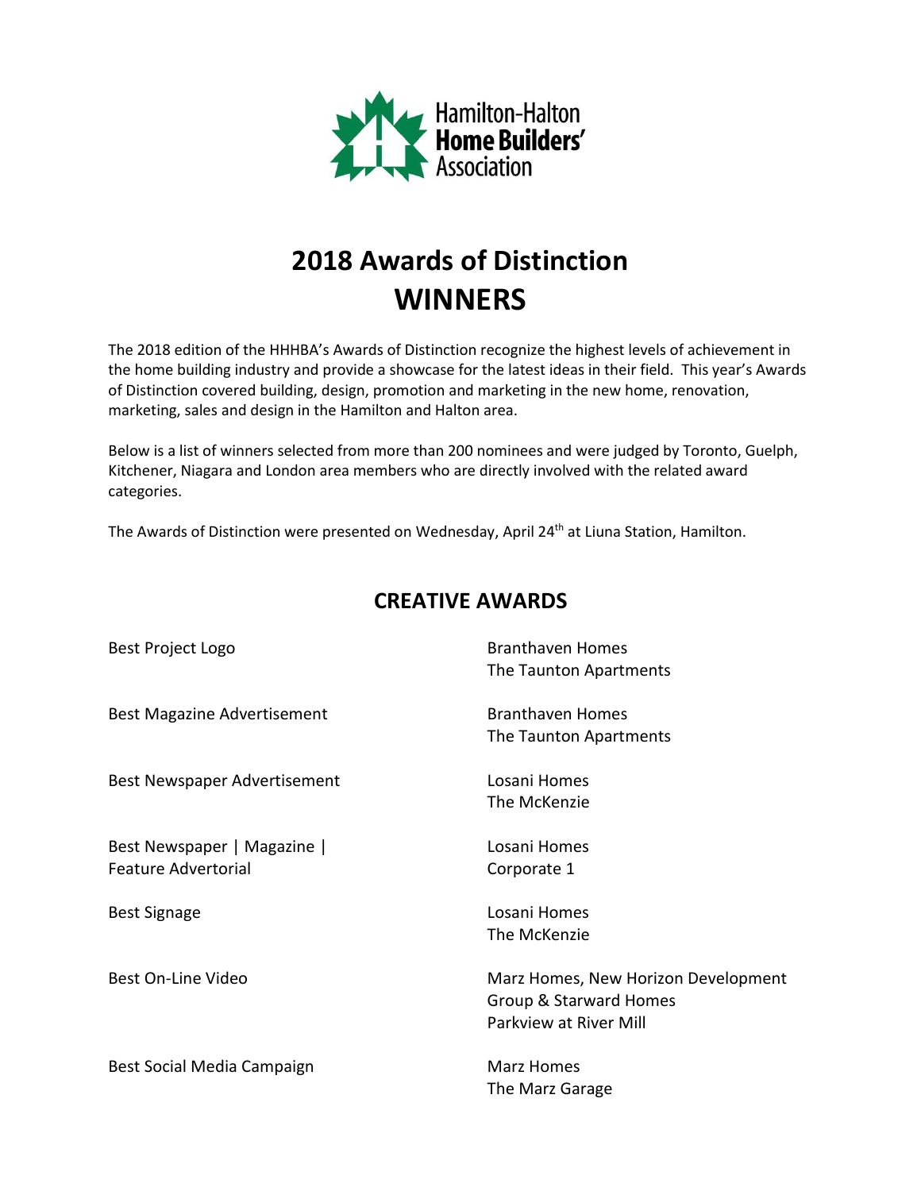Hamilton-Halton **Home Builders'** Association

# 2018 Awards of Distinction
# WINNERS

The 2018 edition of the HHHBA's Awards of Distinction recognize the highest levels of achievement in the home building industry and provide a showcase for the latest ideas in their field. This year's Awards of Distinction covered building, design, promotion and marketing in the new home, renovation, marketing, sales and design in the Hamilton and Halton area.

Below is a list of winners selected from more than 200 nominees and were judged by Toronto, Guelph, Kitchener, Niagara and London area members who are directly involved with the related award categories.

The Awards of Distinction were presented on Wednesday, April 24th at Liuna Station, Hamilton.

## CREATIVE AWARDS

| Award | Winner |
|---|---|
| Best Project Logo | Branthaven Homes<br>The Taunton Apartments |
| Best Magazine Advertisement | Branthaven Homes<br>The Taunton Apartments |
| Best Newspaper Advertisement | Losani Homes<br>The McKenzie |
| Best Newspaper \| Magazine \| Feature Advertorial | Losani Homes<br>Corporate 1 |
| Best Signage | Losani Homes<br>The McKenzie |
| Best On-Line Video | Marz Homes, New Horizon Development Group & Starward Homes<br>Parkview at River Mill |
| Best Social Media Campaign | Marz Homes<br>The Marz Garage |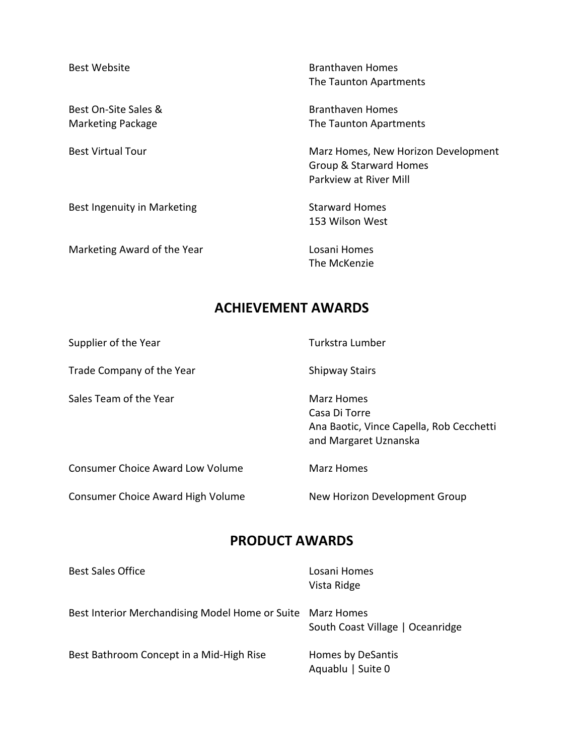| | |
|---|---|
| Best Website | Branthaven Homes<br>The Taunton Apartments |
| Best On-Site Sales & Marketing Package | Branthaven Homes<br>The Taunton Apartments |
| Best Virtual Tour | Marz Homes, New Horizon Development Group & Starward Homes<br>Parkview at River Mill |
| Best Ingenuity in Marketing | Starward Homes<br>153 Wilson West |
| Marketing Award of the Year | Losani Homes<br>The McKenzie |

## ACHIEVEMENT AWARDS

| | |
|---|---|
| Supplier of the Year | Turkstra Lumber |
| Trade Company of the Year | Shipway Stairs |
| Sales Team of the Year | Marz Homes<br>Casa Di Torre<br>Ana Baotic, Vince Capella, Rob Cecchetti and Margaret Uznanska |
| Consumer Choice Award Low Volume | Marz Homes |
| Consumer Choice Award High Volume | New Horizon Development Group |

## PRODUCT AWARDS

| | |
|---|---|
| Best Sales Office | Losani Homes<br>Vista Ridge |
| Best Interior Merchandising Model Home or Suite | Marz Homes<br>South Coast Village \| Oceanridge |
| Best Bathroom Concept in a Mid-High Rise | Homes by DeSantis<br>Aquablu \| Suite 0 |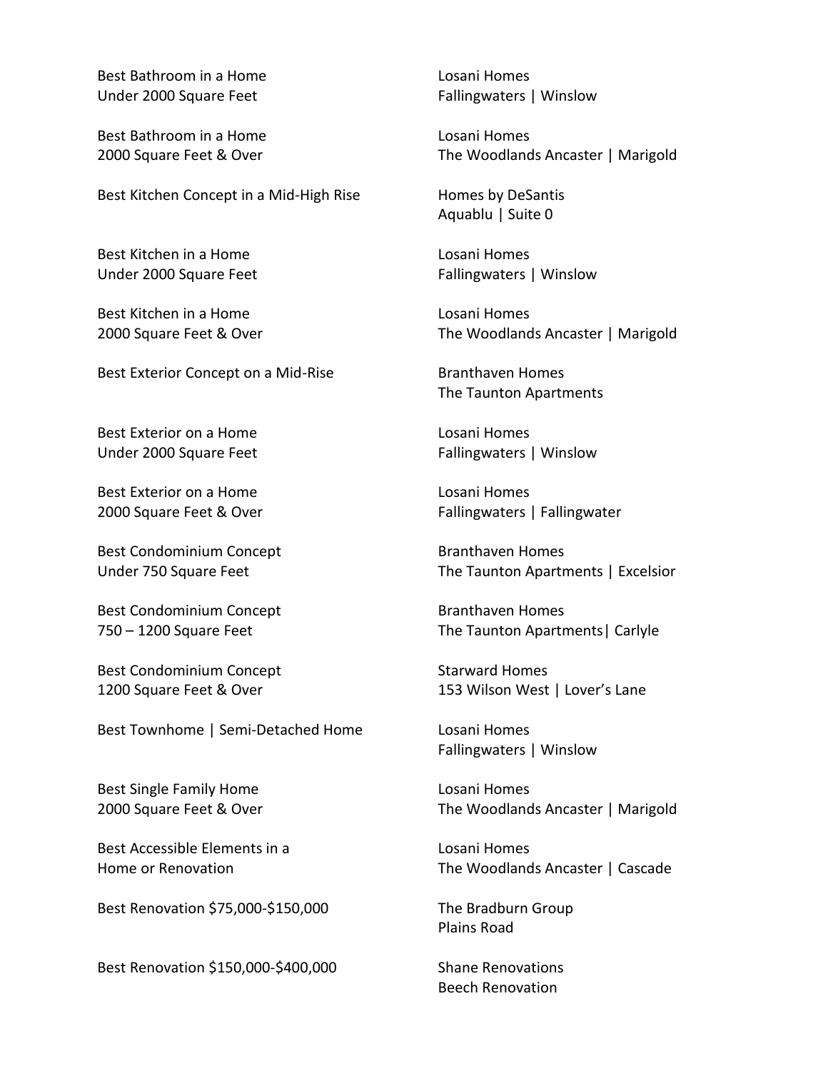| Award Category | Winner |
| --- | --- |
| Best Bathroom in a Home Under 2000 Square Feet | Losani Homes<br>Fallingwaters \| Winslow |
| Best Bathroom in a Home 2000 Square Feet & Over | Losani Homes<br>The Woodlands Ancaster \| Marigold |
| Best Kitchen Concept in a Mid-High Rise | Homes by DeSantis<br>Aquablu \| Suite 0 |
| Best Kitchen in a Home Under 2000 Square Feet | Losani Homes<br>Fallingwaters \| Winslow |
| Best Kitchen in a Home 2000 Square Feet & Over | Losani Homes<br>The Woodlands Ancaster \| Marigold |
| Best Exterior Concept on a Mid-Rise | Branthaven Homes<br>The Taunton Apartments |
| Best Exterior on a Home Under 2000 Square Feet | Losani Homes<br>Fallingwaters \| Winslow |
| Best Exterior on a Home 2000 Square Feet & Over | Losani Homes<br>Fallingwaters \| Fallingwater |
| Best Condominium Concept Under 750 Square Feet | Branthaven Homes<br>The Taunton Apartments \| Excelsior |
| Best Condominium Concept 750 – 1200 Square Feet | Branthaven Homes<br>The Taunton Apartments\| Carlyle |
| Best Condominium Concept 1200 Square Feet & Over | Starward Homes<br>153 Wilson West \| Lover's Lane |
| Best Townhome \| Semi-Detached Home | Losani Homes<br>Fallingwaters \| Winslow |
| Best Single Family Home 2000 Square Feet & Over | Losani Homes<br>The Woodlands Ancaster \| Marigold |
| Best Accessible Elements in a Home or Renovation | Losani Homes<br>The Woodlands Ancaster \| Cascade |
| Best Renovation $75,000-$150,000 | The Bradburn Group<br>Plains Road |
| Best Renovation $150,000-$400,000 | Shane Renovations<br>Beech Renovation |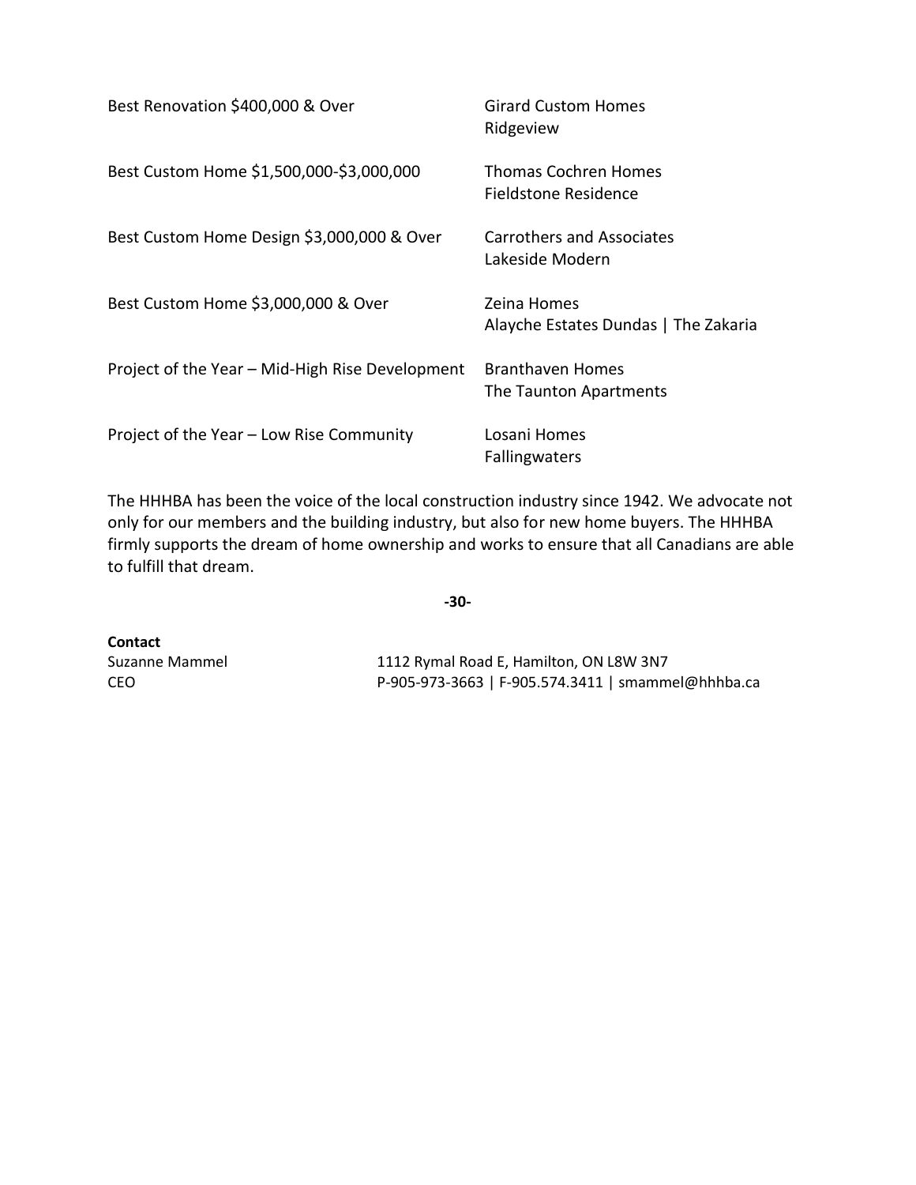| | |
|---|---|
| Best Renovation $400,000 & Over | Girard Custom Homes<br>Ridgeview |
| Best Custom Home $1,500,000-$3,000,000 | Thomas Cochren Homes<br>Fieldstone Residence |
| Best Custom Home Design $3,000,000 & Over | Carrothers and Associates<br>Lakeside Modern |
| Best Custom Home $3,000,000 & Over | Zeina Homes<br>Alayche Estates Dundas \| The Zakaria |
| Project of the Year – Mid-High Rise Development | Branthaven Homes<br>The Taunton Apartments |
| Project of the Year – Low Rise Community | Losani Homes<br>Fallingwaters |

The HHHBA has been the voice of the local construction industry since 1942. We advocate not only for our members and the building industry, but also for new home buyers. The HHHBA firmly supports the dream of home ownership and works to ensure that all Canadians are able to fulfill that dream.

**-30-**

**Contact**

Suzanne Mammel
CEO

1112 Rymal Road E, Hamilton, ON L8W 3N7
P-905-973-3663 | F-905.574.3411 | smammel@hhhba.ca